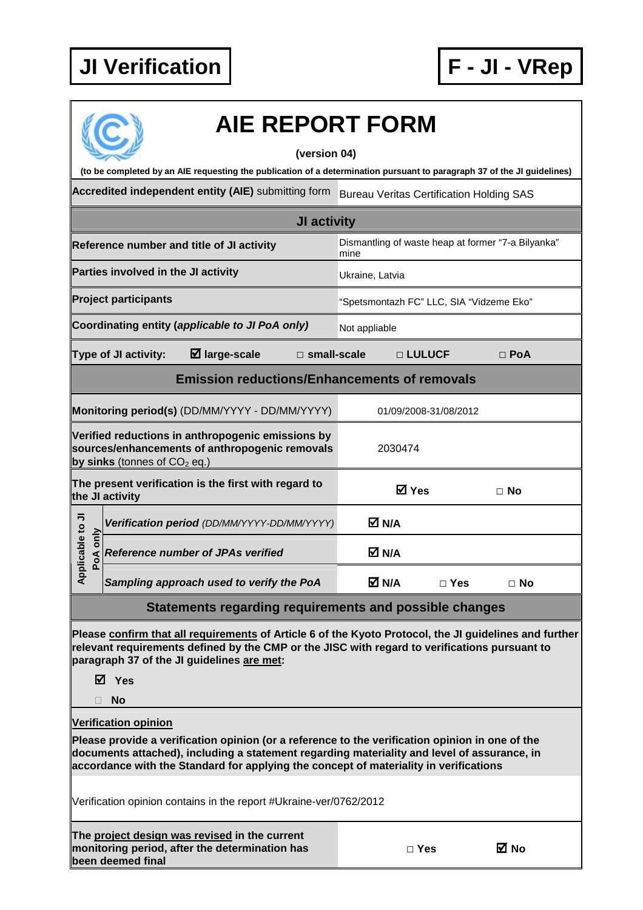**JI Verification** | **F - JI - VRep**

# AIE REPORT FORM

**(version 04)**

**(to be completed by an AIE requesting the publication of a determination pursuant to paragraph 37 of the JI guidelines)**

| | |
|---|---|
| **Accredited independent entity (AIE)** submitting form | Bureau Veritas Certification Holding SAS |

| **JI activity** | | | | |
|---|---|---|---|---|
| **Reference number and title of JI activity** | Dismantling of waste heap at former "7-a Bilyanka" mine | | | |
| **Parties involved in the JI activity** | Ukraine, Latvia | | | |
| **Project participants** | "Spetsmontazh FC" LLC, SIA "Vidzeme Eko" | | | |
| **Coordinating entity (*applicable to JI PoA only*)** | Not appliable | | | |
| **Type of JI activity:** | ☑ **large-scale** | □ **small-scale** | □ **LULUCF** | □ **PoA** |

| **Emission reductions/Enhancements of removals** | | | |
|---|---|---|---|
| **Monitoring period(s)** (DD/MM/YYYY - DD/MM/YYYY) | 01/09/2008-31/08/2012 | | |
| **Verified reductions in anthropogenic emissions by sources/enhancements of anthropogenic removals by sinks** (tonnes of $CO_2$ eq.) | 2030474 | | |
| **The present verification is the first with regard to the JI activity** | ☑ **Yes** | | □ **No** |
| **Applicable to JI PoA only** – ***Verification period*** *(DD/MM/YYYY-DD/MM/YYYY)* | ☑ **N/A** | | |
| **Applicable to JI PoA only** – ***Reference number of JPAs verified*** | ☑ **N/A** | | |
| **Applicable to JI PoA only** – ***Sampling approach used to verify the PoA*** | ☑ **N/A** | □ **Yes** | □ **No** |

## Statements regarding requirements and possible changes

**Please confirm that all requirements of Article 6 of the Kyoto Protocol, the JI guidelines and further relevant requirements defined by the CMP or the JISC with regard to verifications pursuant to paragraph 37 of the JI guidelines are met:**

☑ **Yes**

□ **No**

**Verification opinion**

**Please provide a verification opinion (or a reference to the verification opinion in one of the documents attached), including a statement regarding materiality and level of assurance, in accordance with the Standard for applying the concept of materiality in verifications**

Verification opinion contains in the report #Ukraine-ver/0762/2012

| | | |
|---|---|---|
| **The project design was revised in the current monitoring period, after the determination has been deemed final** | □ **Yes** | ☑ **No** |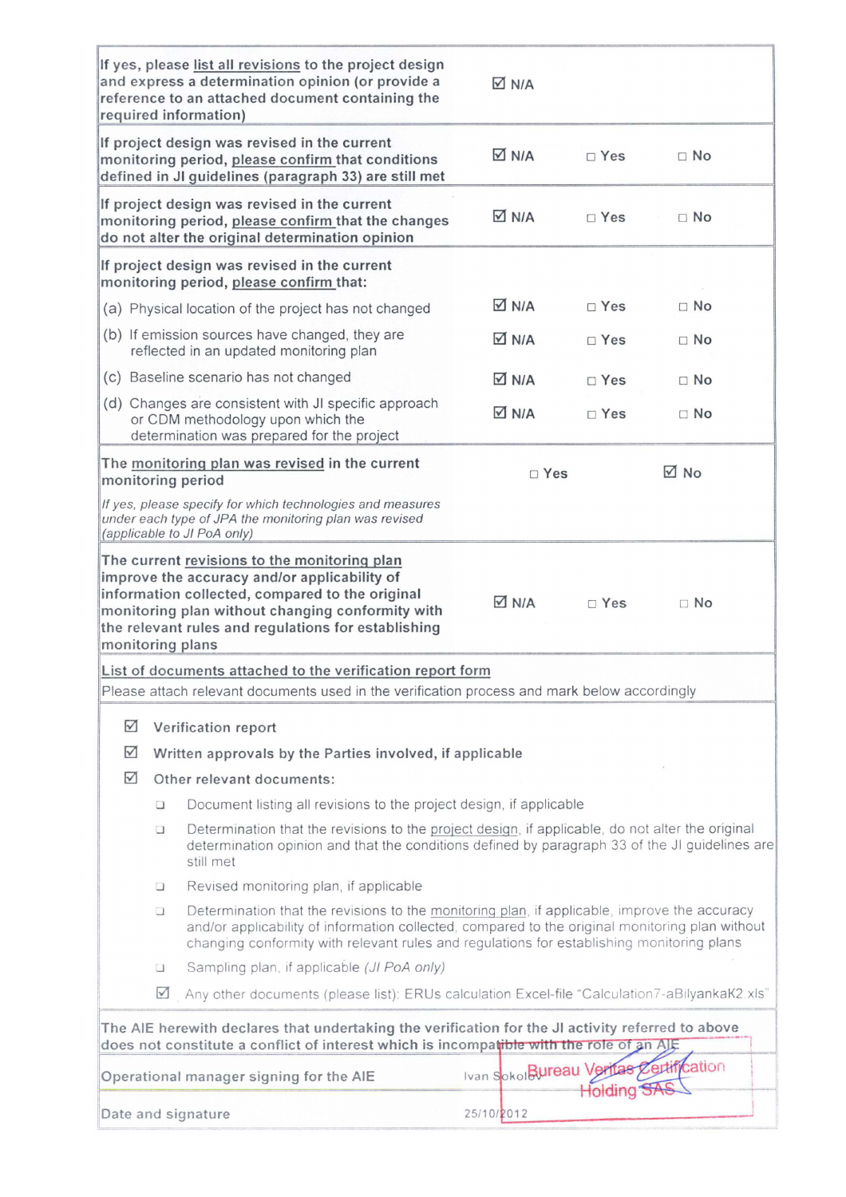| | | | |
|---|---|---|---|
| If yes, please list all revisions to the project design and express a determination opinion (or provide a reference to an attached document containing the required information) | ☑ N/A | | |
| If project design was revised in the current monitoring period, please confirm that conditions defined in JI guidelines (paragraph 33) are still met | ☑ N/A | ☐ Yes | ☐ No |
| If project design was revised in the current monitoring period, please confirm that the changes do not alter the original determination opinion | ☑ N/A | ☐ Yes | ☐ No |
| If project design was revised in the current monitoring period, please confirm that: | | | |
| (a) Physical location of the project has not changed | ☑ N/A | ☐ Yes | ☐ No |
| (b) If emission sources have changed, they are reflected in an updated monitoring plan | ☑ N/A | ☐ Yes | ☐ No |
| (c) Baseline scenario has not changed | ☑ N/A | ☐ Yes | ☐ No |
| (d) Changes are consistent with JI specific approach or CDM methodology upon which the determination was prepared for the project | ☑ N/A | ☐ Yes | ☐ No |
| The monitoring plan was revised in the current monitoring period<br>*If yes, please specify for which technologies and measures under each type of JPA the monitoring plan was revised (applicable to JI PoA only)* | | ☐ Yes | ☑ No |
| The current revisions to the monitoring plan improve the accuracy and/or applicability of information collected, compared to the original monitoring plan without changing conformity with the relevant rules and regulations for establishing monitoring plans | ☑ N/A | ☐ Yes | ☐ No |

**List of documents attached to the verification report form**

Please attach relevant documents used in the verification process and mark below accordingly

- ☑ Verification report
- ☑ Written approvals by the Parties involved, if applicable
- ☑ Other relevant documents:
  - ☐ Document listing all revisions to the project design, if applicable
  - ☐ Determination that the revisions to the project design, if applicable, do not alter the original determination opinion and that the conditions defined by paragraph 33 of the JI guidelines are still met
  - ☐ Revised monitoring plan, if applicable
  - ☐ Determination that the revisions to the monitoring plan, if applicable, improve the accuracy and/or applicability of information collected, compared to the original monitoring plan without changing conformity with relevant rules and regulations for establishing monitoring plans
  - ☐ Sampling plan, if applicable *(JI PoA only)*
  - ☑ Any other documents (please list): ERUs calculation Excel-file "Calculation7-aBilyankaK2.xls"

| | |
|---|---|
| The AIE herewith declares that undertaking the verification for the JI activity referred to above does not constitute a conflict of interest which is incompatible with the role of an AIE | |
| Operational manager signing for the AIE | Ivan Sokolov Bureau Veritas Certification Holding SAS |
| Date and signature | 25/10/2012 |